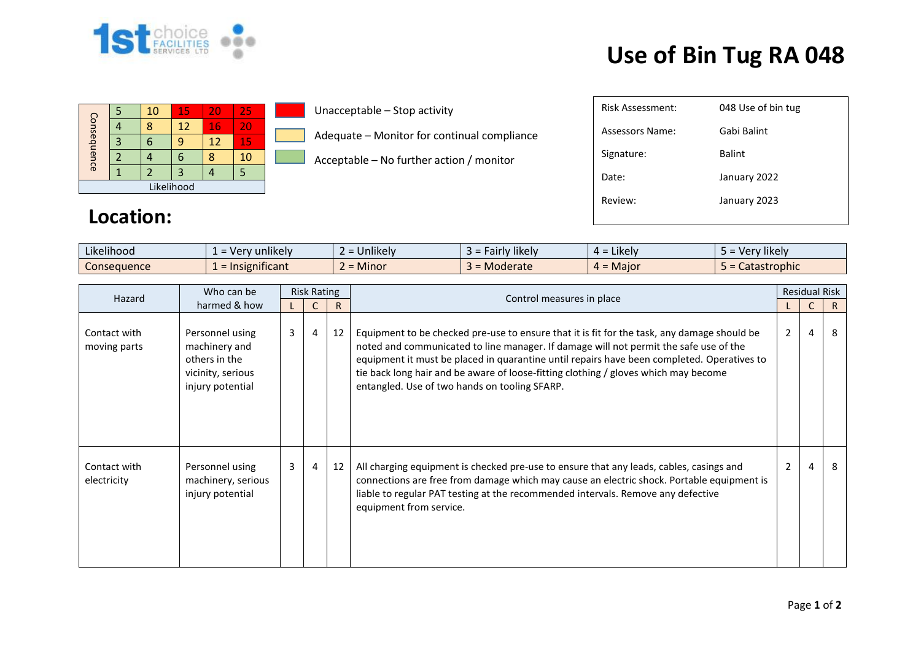# Use of Bin Tug RA 048

| Consequence | | | | | |
|---|---|---|---|---|---|
| | 5 | 10 | 15 | 20 | 25 |
| | 4 | 8 | 12 | 16 | 20 |
| | 3 | 6 | 9 | 12 | 15 |
| | 2 | 4 | 6 | 8 | 10 |
| | 1 | 2 | 3 | 4 | 5 |
| Likelihood | | | | | |

- Unacceptable – Stop activity
- Adequate – Monitor for continual compliance
- Acceptable – No further action / monitor

| | |
|---|---|
| Risk Assessment: | 048 Use of bin tug |
| Assessors Name: | Gabi Balint |
| Signature: | Balint |
| Date: | January 2022 |
| Review: | January 2023 |

## Location:

| | | | | | |
|---|---|---|---|---|---|
| Likelihood | 1 = Very unlikely | 2 = Unlikely | 3 = Fairly likely | 4 = Likely | 5 = Very likely |
| Consequence | 1 = Insignificant | 2 = Minor | 3 = Moderate | 4 = Major | 5 = Catastrophic |

| Hazard | Who can be harmed & how | Risk Rating | | | Control measures in place | Residual Risk | | |
|---|---|---|---|---|---|---|---|---|
| | | L | C | R | | L | C | R |
| Contact with moving parts | Personnel using machinery and others in the vicinity, serious injury potential | 3 | 4 | 12 | Equipment to be checked pre-use to ensure that it is fit for the task, any damage should be noted and communicated to line manager. If damage will not permit the safe use of the equipment it must be placed in quarantine until repairs have been completed. Operatives to tie back long hair and be aware of loose-fitting clothing / gloves which may become entangled. Use of two hands on tooling SFARP. | 2 | 4 | 8 |
| Contact with electricity | Personnel using machinery, serious injury potential | 3 | 4 | 12 | All charging equipment is checked pre-use to ensure that any leads, cables, casings and connections are free from damage which may cause an electric shock. Portable equipment is liable to regular PAT testing at the recommended intervals. Remove any defective equipment from service. | 2 | 4 | 8 |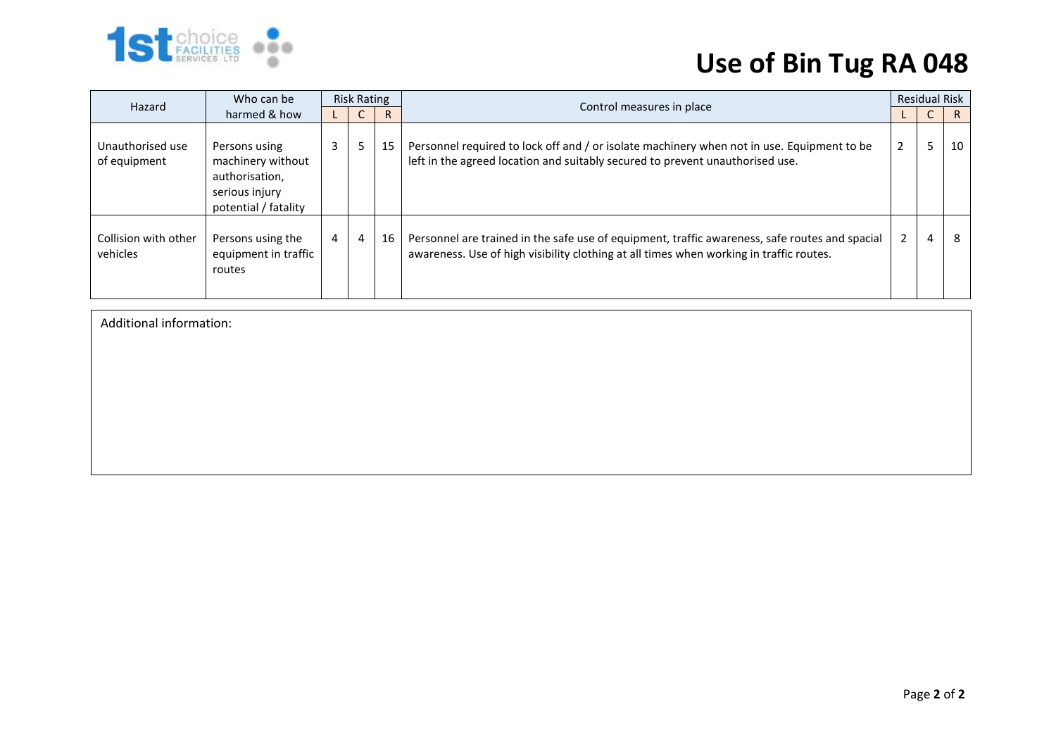# Use of Bin Tug RA 048

| Hazard | Who can be harmed & how | Risk Rating | | | Control measures in place | Residual Risk | | |
|---|---|---|---|---|---|---|---|---|
| | | L | C | R | | L | C | R |
| Unauthorised use of equipment | Persons using machinery without authorisation, serious injury potential / fatality | 3 | 5 | 15 | Personnel required to lock off and / or isolate machinery when not in use. Equipment to be left in the agreed location and suitably secured to prevent unauthorised use. | 2 | 5 | 10 |
| Collision with other vehicles | Persons using the equipment in traffic routes | 4 | 4 | 16 | Personnel are trained in the safe use of equipment, traffic awareness, safe routes and spacial awareness. Use of high visibility clothing at all times when working in traffic routes. | 2 | 4 | 8 |

Additional information: